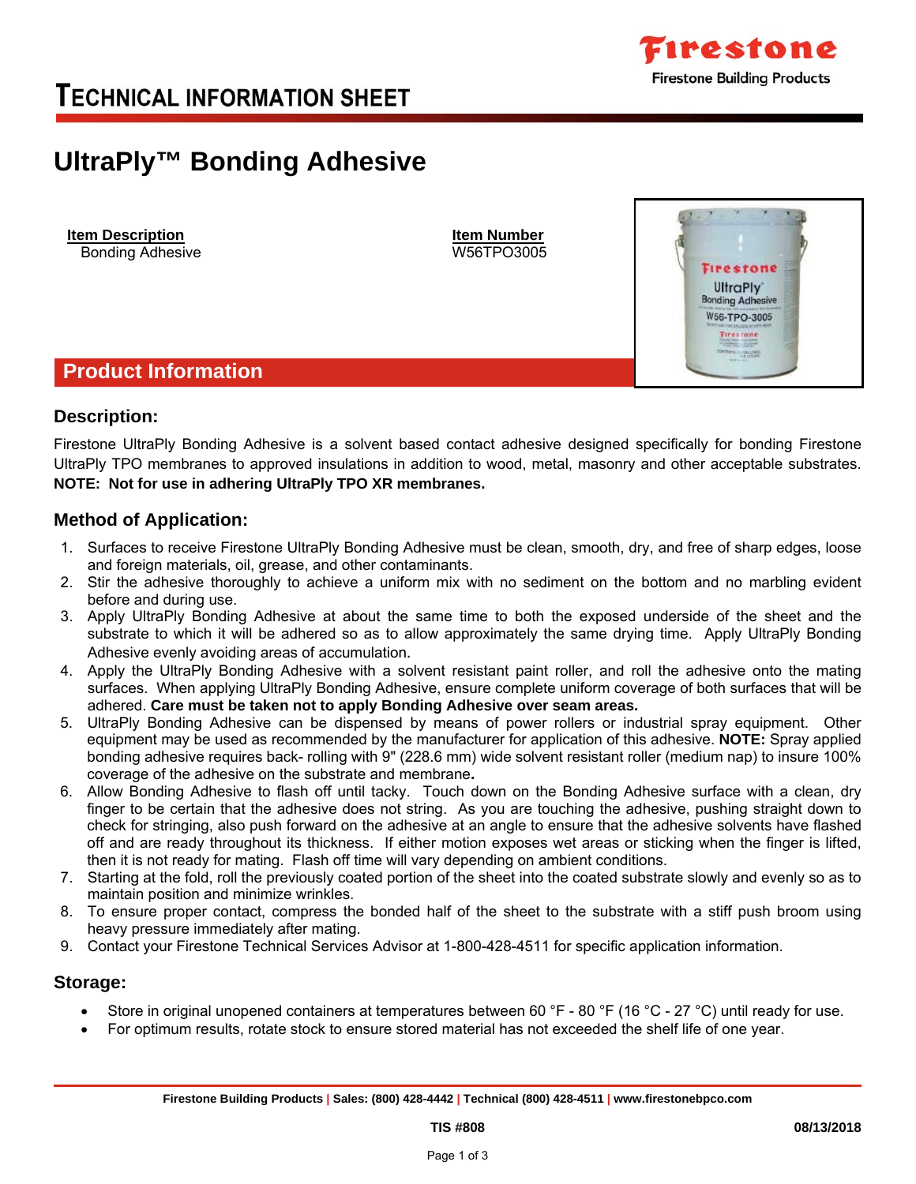# TECHNICAL INFORMATION SHEET

# UltraPly™ Bonding Adhesive

| Item Description | Item Number |
|---|---|
| Bonding Adhesive | W56TPO3005 |

## Product Information

### Description:

Firestone UltraPly Bonding Adhesive is a solvent based contact adhesive designed specifically for bonding Firestone UltraPly TPO membranes to approved insulations in addition to wood, metal, masonry and other acceptable substrates. **NOTE: Not for use in adhering UltraPly TPO XR membranes.**

### Method of Application:

1. Surfaces to receive Firestone UltraPly Bonding Adhesive must be clean, smooth, dry, and free of sharp edges, loose and foreign materials, oil, grease, and other contaminants.
2. Stir the adhesive thoroughly to achieve a uniform mix with no sediment on the bottom and no marbling evident before and during use.
3. Apply UltraPly Bonding Adhesive at about the same time to both the exposed underside of the sheet and the substrate to which it will be adhered so as to allow approximately the same drying time. Apply UltraPly Bonding Adhesive evenly avoiding areas of accumulation.
4. Apply the UltraPly Bonding Adhesive with a solvent resistant paint roller, and roll the adhesive onto the mating surfaces. When applying UltraPly Bonding Adhesive, ensure complete uniform coverage of both surfaces that will be adhered. **Care must be taken not to apply Bonding Adhesive over seam areas.**
5. UltraPly Bonding Adhesive can be dispensed by means of power rollers or industrial spray equipment. Other equipment may be used as recommended by the manufacturer for application of this adhesive. **NOTE:** Spray applied bonding adhesive requires back- rolling with 9" (228.6 mm) wide solvent resistant roller (medium nap) to insure 100% coverage of the adhesive on the substrate and membrane**.**
6. Allow Bonding Adhesive to flash off until tacky. Touch down on the Bonding Adhesive surface with a clean, dry finger to be certain that the adhesive does not string. As you are touching the adhesive, pushing straight down to check for stringing, also push forward on the adhesive at an angle to ensure that the adhesive solvents have flashed off and are ready throughout its thickness. If either motion exposes wet areas or sticking when the finger is lifted, then it is not ready for mating. Flash off time will vary depending on ambient conditions.
7. Starting at the fold, roll the previously coated portion of the sheet into the coated substrate slowly and evenly so as to maintain position and minimize wrinkles.
8. To ensure proper contact, compress the bonded half of the sheet to the substrate with a stiff push broom using heavy pressure immediately after mating.
9. Contact your Firestone Technical Services Advisor at 1-800-428-4511 for specific application information.

### Storage:

- Store in original unopened containers at temperatures between 60 °F - 80 °F (16 °C - 27 °C) until ready for use.
- For optimum results, rotate stock to ensure stored material has not exceeded the shelf life of one year.

Firestone Building Products | Sales: (800) 428-4442 | Technical (800) 428-4511 | www.firestonebpco.com

TIS #808 08/13/2018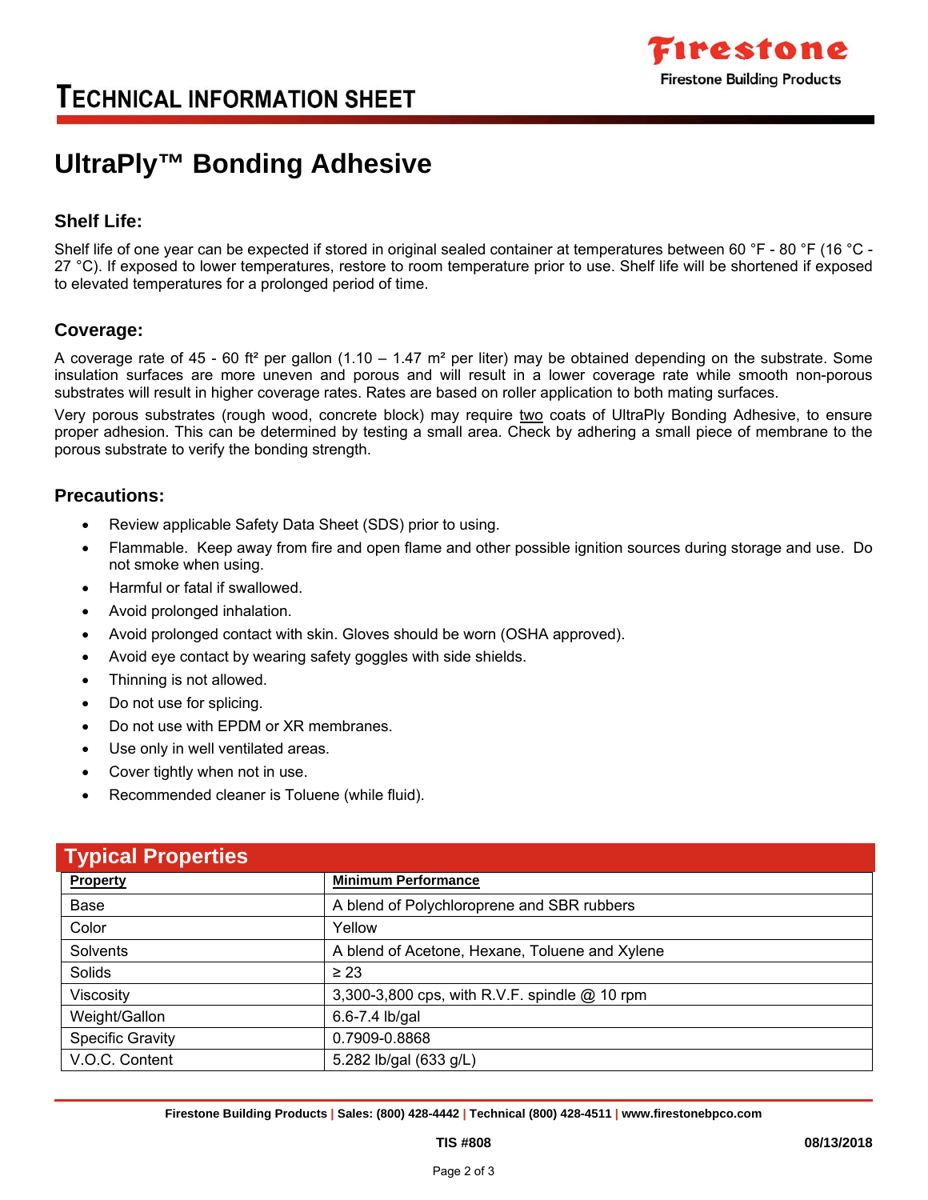# TECHNICAL INFORMATION SHEET

## UltraPly™ Bonding Adhesive

### Shelf Life:

Shelf life of one year can be expected if stored in original sealed container at temperatures between 60 °F - 80 °F (16 °C - 27 °C). If exposed to lower temperatures, restore to room temperature prior to use. Shelf life will be shortened if exposed to elevated temperatures for a prolonged period of time.

### Coverage:

A coverage rate of 45 - 60 ft² per gallon (1.10 – 1.47 m² per liter) may be obtained depending on the substrate. Some insulation surfaces are more uneven and porous and will result in a lower coverage rate while smooth non-porous substrates will result in higher coverage rates. Rates are based on roller application to both mating surfaces.

Very porous substrates (rough wood, concrete block) may require two coats of UltraPly Bonding Adhesive, to ensure proper adhesion. This can be determined by testing a small area. Check by adhering a small piece of membrane to the porous substrate to verify the bonding strength.

### Precautions:

- Review applicable Safety Data Sheet (SDS) prior to using.
- Flammable. Keep away from fire and open flame and other possible ignition sources during storage and use. Do not smoke when using.
- Harmful or fatal if swallowed.
- Avoid prolonged inhalation.
- Avoid prolonged contact with skin. Gloves should be worn (OSHA approved).
- Avoid eye contact by wearing safety goggles with side shields.
- Thinning is not allowed.
- Do not use for splicing.
- Do not use with EPDM or XR membranes.
- Use only in well ventilated areas.
- Cover tightly when not in use.
- Recommended cleaner is Toluene (while fluid).

### Typical Properties

| Property | Minimum Performance |
|---|---|
| Base | A blend of Polychloroprene and SBR rubbers |
| Color | Yellow |
| Solvents | A blend of Acetone, Hexane, Toluene and Xylene |
| Solids | ≥ 23 |
| Viscosity | 3,300-3,800 cps, with R.V.F. spindle @ 10 rpm |
| Weight/Gallon | 6.6-7.4 lb/gal |
| Specific Gravity | 0.7909-0.8868 |
| V.O.C. Content | 5.282 lb/gal (633 g/L) |

Firestone Building Products | Sales: (800) 428-4442 | Technical (800) 428-4511 | www.firestonebpco.com

TIS #808 08/13/2018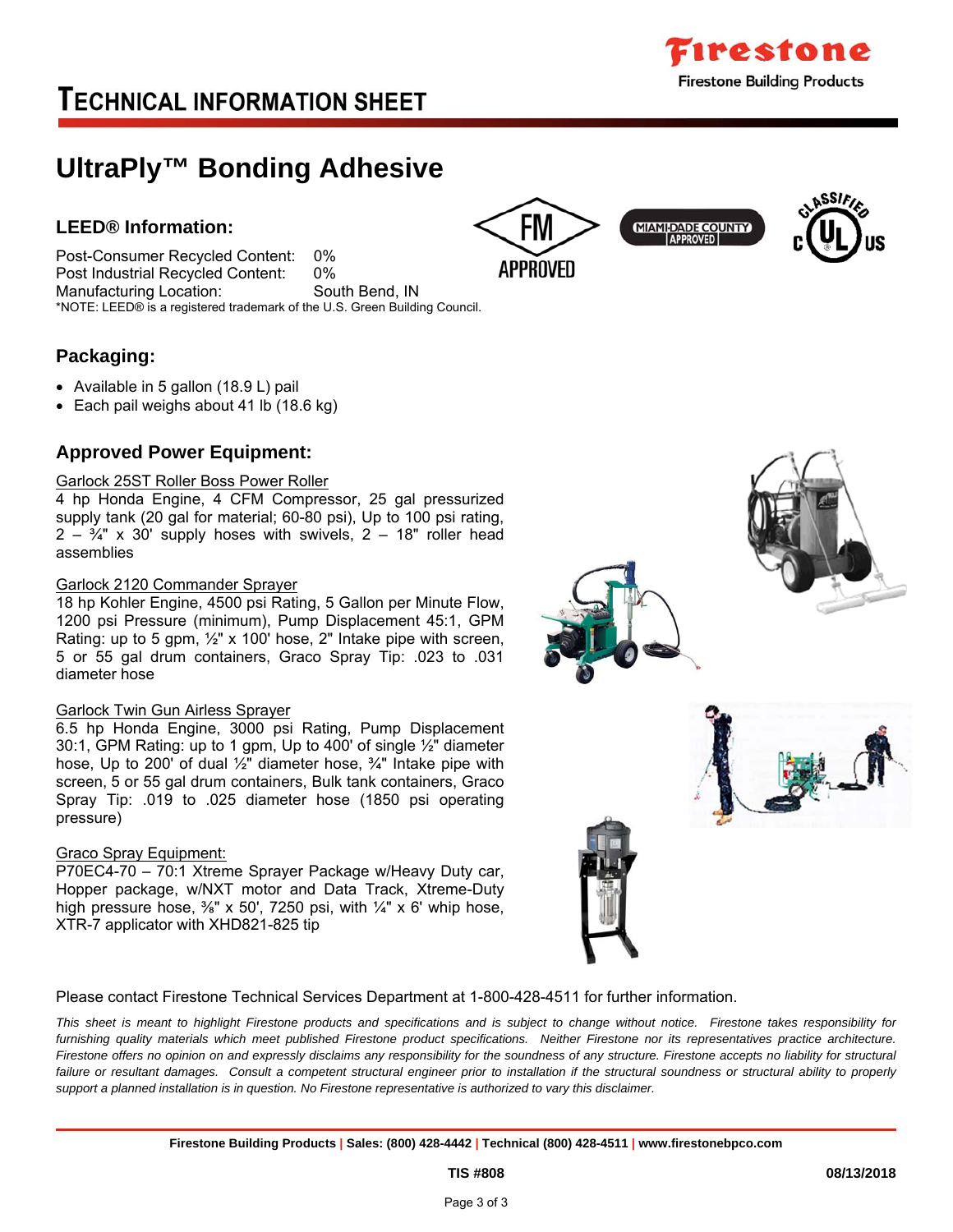# TECHNICAL INFORMATION SHEET

# UltraPly™ Bonding Adhesive

## LEED® Information:

Post-Consumer Recycled Content: 0%
Post Industrial Recycled Content: 0%
Manufacturing Location: South Bend, IN
*NOTE: LEED® is a registered trademark of the U.S. Green Building Council.

## Packaging:

- Available in 5 gallon (18.9 L) pail
- Each pail weighs about 41 lb (18.6 kg)

## Approved Power Equipment:

Garlock 25ST Roller Boss Power Roller
4 hp Honda Engine, 4 CFM Compressor, 25 gal pressurized supply tank (20 gal for material; 60-80 psi), Up to 100 psi rating, 2 – ¾" x 30' supply hoses with swivels, 2 – 18" roller head assemblies

Garlock 2120 Commander Sprayer
18 hp Kohler Engine, 4500 psi Rating, 5 Gallon per Minute Flow, 1200 psi Pressure (minimum), Pump Displacement 45:1, GPM Rating: up to 5 gpm, ½" x 100' hose, 2" Intake pipe with screen, 5 or 55 gal drum containers, Graco Spray Tip: .023 to .031 diameter hose

Garlock Twin Gun Airless Sprayer
6.5 hp Honda Engine, 3000 psi Rating, Pump Displacement 30:1, GPM Rating: up to 1 gpm, Up to 400' of single ½" diameter hose, Up to 200' of dual ½" diameter hose, ¾" Intake pipe with screen, 5 or 55 gal drum containers, Bulk tank containers, Graco Spray Tip: .019 to .025 diameter hose (1850 psi operating pressure)

Graco Spray Equipment:
P70EC4-70 – 70:1 Xtreme Sprayer Package w/Heavy Duty car, Hopper package, w/NXT motor and Data Track, Xtreme-Duty high pressure hose, ⅜" x 50', 7250 psi, with ¼" x 6' whip hose, XTR-7 applicator with XHD821-825 tip

Please contact Firestone Technical Services Department at 1-800-428-4511 for further information.

*This sheet is meant to highlight Firestone products and specifications and is subject to change without notice. Firestone takes responsibility for furnishing quality materials which meet published Firestone product specifications. Neither Firestone nor its representatives practice architecture. Firestone offers no opinion on and expressly disclaims any responsibility for the soundness of any structure. Firestone accepts no liability for structural failure or resultant damages. Consult a competent structural engineer prior to installation if the structural soundness or structural ability to properly support a planned installation is in question. No Firestone representative is authorized to vary this disclaimer.*

**Firestone Building Products | Sales: (800) 428-4442 | Technical (800) 428-4511 | www.firestonebpco.com**

**TIS #808** **08/13/2018**